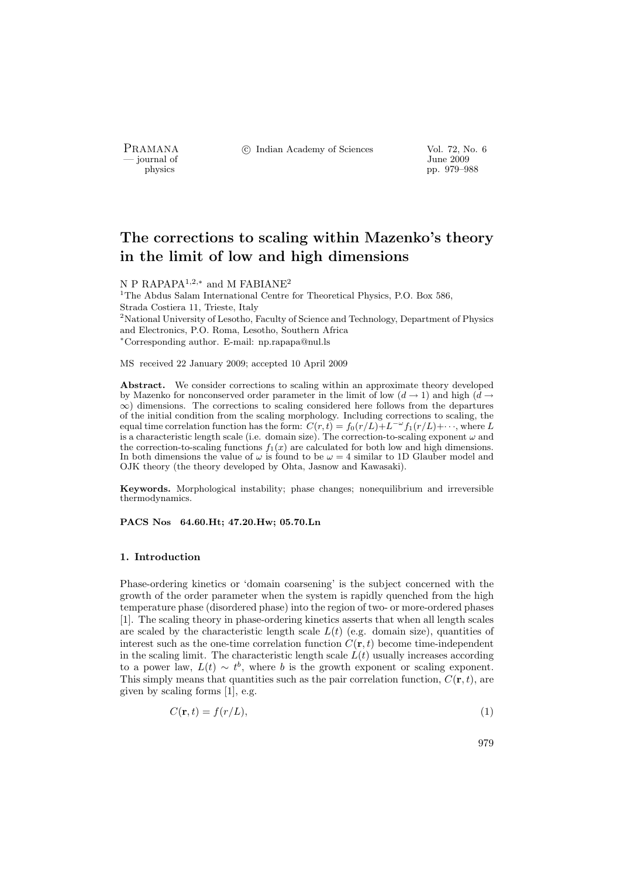# The corrections to scaling within Mazenko's theory in the limit of low and high dimensions

N P RAPAPA[1,2,*] and M FABIANE[2]

[1]The Abdus Salam International Centre for Theoretical Physics, P.O. Box 586, Strada Costiera 11, Trieste, Italy

[2]National University of Lesotho, Faculty of Science and Technology, Department of Physics and Electronics, P.O. Roma, Lesotho, Southern Africa

[*]Corresponding author. E-mail: np.rapapa@nul.ls

MS received 22 January 2009; accepted 10 April 2009

**Abstract.** We consider corrections to scaling within an approximate theory developed by Mazenko for nonconserved order parameter in the limit of low ($d \to 1$) and high ($d \to \infty$) dimensions. The corrections to scaling considered here follows from the departures of the initial condition from the scaling morphology. Including corrections to scaling, the equal time correlation function has the form: $C(r,t) = f_0(r/L) + L^{-\omega} f_1(r/L) + \cdots$, where $L$ is a characteristic length scale (i.e. domain size). The correction-to-scaling exponent $\omega$ and the correction-to-scaling functions $f_1(x)$ are calculated for both low and high dimensions. In both dimensions the value of $\omega$ is found to be $\omega = 4$ similar to 1D Glauber model and OJK theory (the theory developed by Ohta, Jasnow and Kawasaki).

**Keywords.** Morphological instability; phase changes; nonequilibrium and irreversible thermodynamics.

**PACS Nos** 64.60.Ht; 47.20.Hw; 05.70.Ln

## 1. Introduction

Phase-ordering kinetics or 'domain coarsening' is the subject concerned with the growth of the order parameter when the system is rapidly quenched from the high temperature phase (disordered phase) into the region of two- or more-ordered phases [1]. The scaling theory in phase-ordering kinetics asserts that when all length scales are scaled by the characteristic length scale $L(t)$ (e.g. domain size), quantities of interest such as the one-time correlation function $C(\mathbf{r}, t)$ become time-independent in the scaling limit. The characteristic length scale $L(t)$ usually increases according to a power law, $L(t) \sim t^b$, where $b$ is the growth exponent or scaling exponent. This simply means that quantities such as the pair correlation function, $C(\mathbf{r}, t)$, are given by scaling forms [1], e.g.

$$C(\mathbf{r}, t) = f(r/L), \tag{1}$$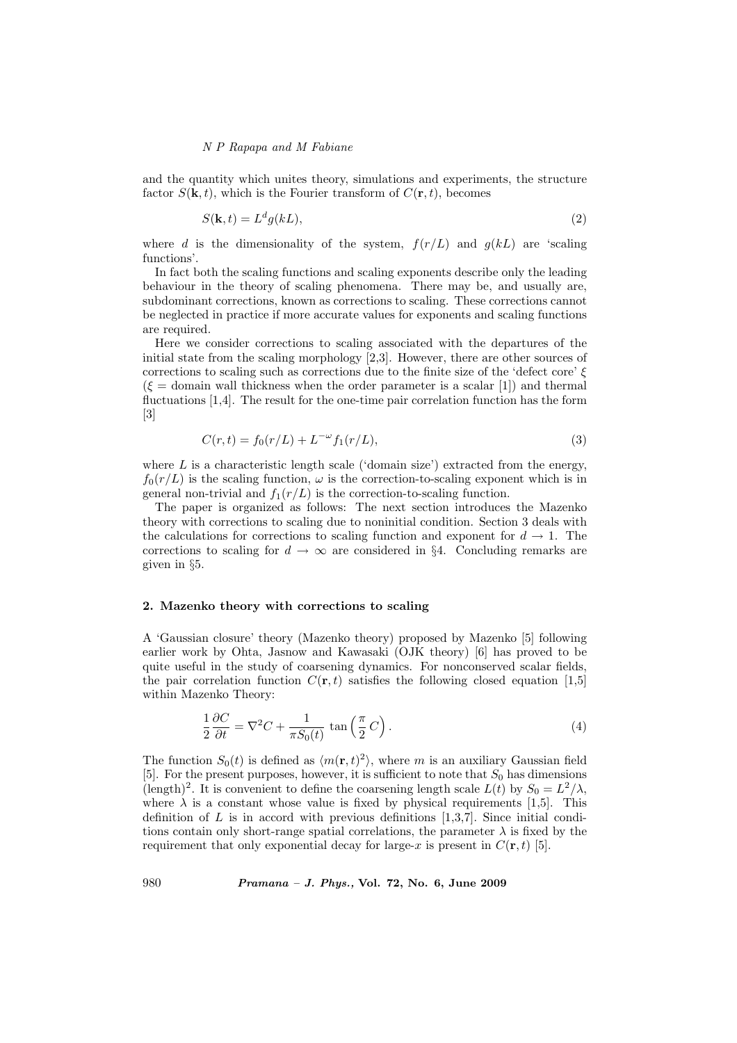and the quantity which unites theory, simulations and experiments, the structure factor $S(\mathbf{k}, t)$, which is the Fourier transform of $C(\mathbf{r}, t)$, becomes

$$S(\mathbf{k}, t) = L^d g(kL), \tag{2}$$

where $d$ is the dimensionality of the system, $f(r/L)$ and $g(kL)$ are 'scaling functions'.

In fact both the scaling functions and scaling exponents describe only the leading behaviour in the theory of scaling phenomena. There may be, and usually are, subdominant corrections, known as corrections to scaling. These corrections cannot be neglected in practice if more accurate values for exponents and scaling functions are required.

Here we consider corrections to scaling associated with the departures of the initial state from the scaling morphology [2,3]. However, there are other sources of corrections to scaling such as corrections due to the finite size of the 'defect core' $\xi$ ($\xi$ = domain wall thickness when the order parameter is a scalar [1]) and thermal fluctuations [1,4]. The result for the one-time pair correlation function has the form [3]

$$C(r, t) = f_0(r/L) + L^{-\omega} f_1(r/L), \tag{3}$$

where $L$ is a characteristic length scale ('domain size') extracted from the energy, $f_0(r/L)$ is the scaling function, $\omega$ is the correction-to-scaling exponent which is in general non-trivial and $f_1(r/L)$ is the correction-to-scaling function.

The paper is organized as follows: The next section introduces the Mazenko theory with corrections to scaling due to noninitial condition. Section 3 deals with the calculations for corrections to scaling function and exponent for $d \to 1$. The corrections to scaling for $d \to \infty$ are considered in §4. Concluding remarks are given in §5.

## 2. Mazenko theory with corrections to scaling

A 'Gaussian closure' theory (Mazenko theory) proposed by Mazenko [5] following earlier work by Ohta, Jasnow and Kawasaki (OJK theory) [6] has proved to be quite useful in the study of coarsening dynamics. For nonconserved scalar fields, the pair correlation function $C(\mathbf{r}, t)$ satisfies the following closed equation [1,5] within Mazenko Theory:

$$\frac{1}{2}\frac{\partial C}{\partial t} = \nabla^2 C + \frac{1}{\pi S_0(t)} \tan\left(\frac{\pi}{2} C\right). \tag{4}$$

The function $S_0(t)$ is defined as $\langle m(\mathbf{r}, t)^2 \rangle$, where $m$ is an auxiliary Gaussian field [5]. For the present purposes, however, it is sufficient to note that $S_0$ has dimensions (length)$^2$. It is convenient to define the coarsening length scale $L(t)$ by $S_0 = L^2/\lambda$, where $\lambda$ is a constant whose value is fixed by physical requirements [1,5]. This definition of $L$ is in accord with previous definitions [1,3,7]. Since initial conditions contain only short-range spatial correlations, the parameter $\lambda$ is fixed by the requirement that only exponential decay for large-$x$ is present in $C(\mathbf{r}, t)$ [5].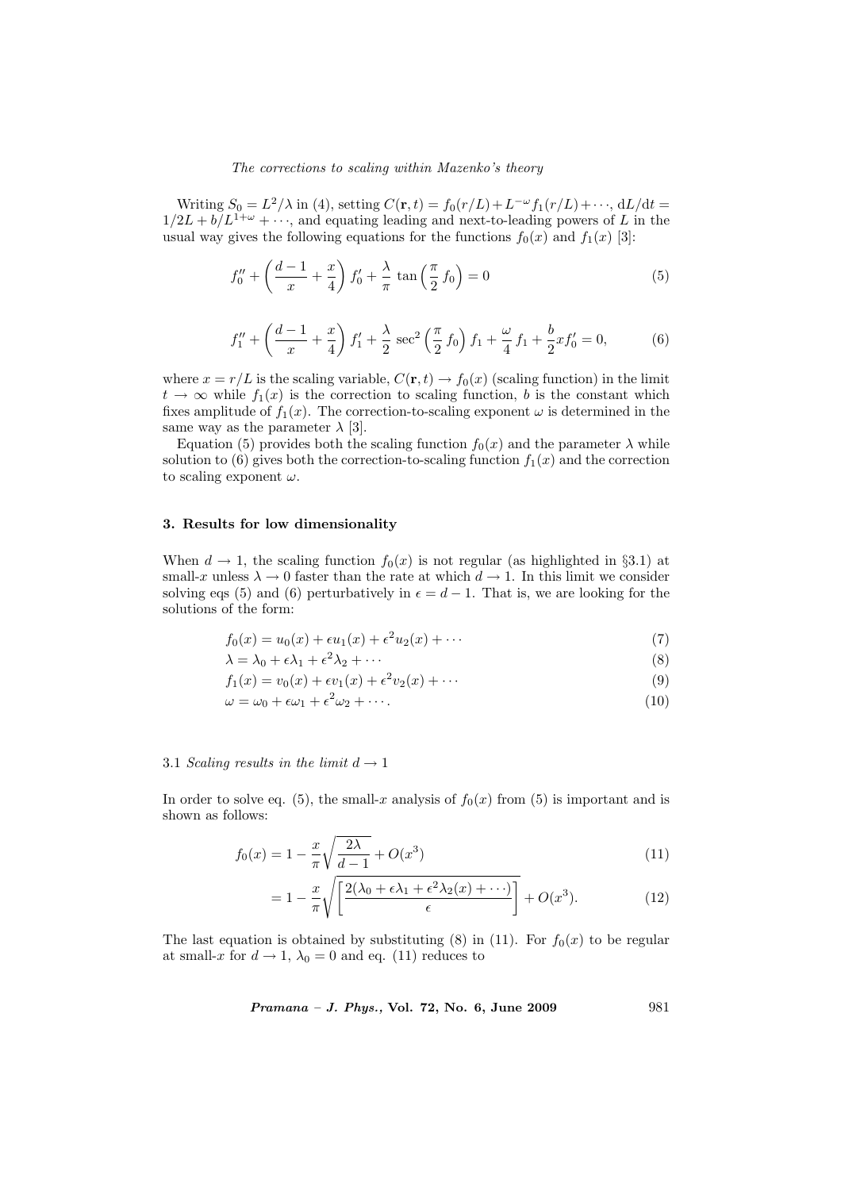Writing $S_0 = L^2/\lambda$ in (4), setting $C(\mathbf{r},t) = f_0(r/L) + L^{-\omega} f_1(r/L) + \cdots$, $\mathrm{d}L/\mathrm{d}t = 1/2L + b/L^{1+\omega} + \cdots$, and equating leading and next-to-leading powers of $L$ in the usual way gives the following equations for the functions $f_0(x)$ and $f_1(x)$ [3]:

$$f_0'' + \left(\frac{d-1}{x} + \frac{x}{4}\right) f_0' + \frac{\lambda}{\pi}\,\tan\left(\frac{\pi}{2}\,f_0\right) = 0 \tag{5}$$

$$f_1'' + \left(\frac{d-1}{x} + \frac{x}{4}\right) f_1' + \frac{\lambda}{2}\,\sec^2\left(\frac{\pi}{2}\,f_0\right) f_1 + \frac{\omega}{4}\,f_1 + \frac{b}{2} x f_0' = 0, \tag{6}$$

where $x = r/L$ is the scaling variable, $C(\mathbf{r},t) \to f_0(x)$ (scaling function) in the limit $t \to \infty$ while $f_1(x)$ is the correction to scaling function, $b$ is the constant which fixes amplitude of $f_1(x)$. The correction-to-scaling exponent $\omega$ is determined in the same way as the parameter $\lambda$ [3].

Equation (5) provides both the scaling function $f_0(x)$ and the parameter $\lambda$ while solution to (6) gives both the correction-to-scaling function $f_1(x)$ and the correction to scaling exponent $\omega$.

## 3. Results for low dimensionality

When $d \to 1$, the scaling function $f_0(x)$ is not regular (as highlighted in §3.1) at small-$x$ unless $\lambda \to 0$ faster than the rate at which $d \to 1$. In this limit we consider solving eqs (5) and (6) perturbatively in $\epsilon = d - 1$. That is, we are looking for the solutions of the form:

$$f_0(x) = u_0(x) + \epsilon u_1(x) + \epsilon^2 u_2(x) + \cdots \tag{7}$$

$$\lambda = \lambda_0 + \epsilon\lambda_1 + \epsilon^2\lambda_2 + \cdots \tag{8}$$

$$f_1(x) = v_0(x) + \epsilon v_1(x) + \epsilon^2 v_2(x) + \cdots \tag{9}$$

$$\omega = \omega_0 + \epsilon\omega_1 + \epsilon^2\omega_2 + \cdots. \tag{10}$$

### 3.1 *Scaling results in the limit $d \to 1$*

In order to solve eq. (5), the small-$x$ analysis of $f_0(x)$ from (5) is important and is shown as follows:

$$f_0(x) = 1 - \frac{x}{\pi}\sqrt{\frac{2\lambda}{d-1}} + O(x^3) \tag{11}$$

$$= 1 - \frac{x}{\pi}\sqrt{\left[\frac{2(\lambda_0 + \epsilon\lambda_1 + \epsilon^2\lambda_2(x) + \cdots)}{\epsilon}\right]} + O(x^3). \tag{12}$$

The last equation is obtained by substituting (8) in (11). For $f_0(x)$ to be regular at small-$x$ for $d \to 1$, $\lambda_0 = 0$ and eq. (11) reduces to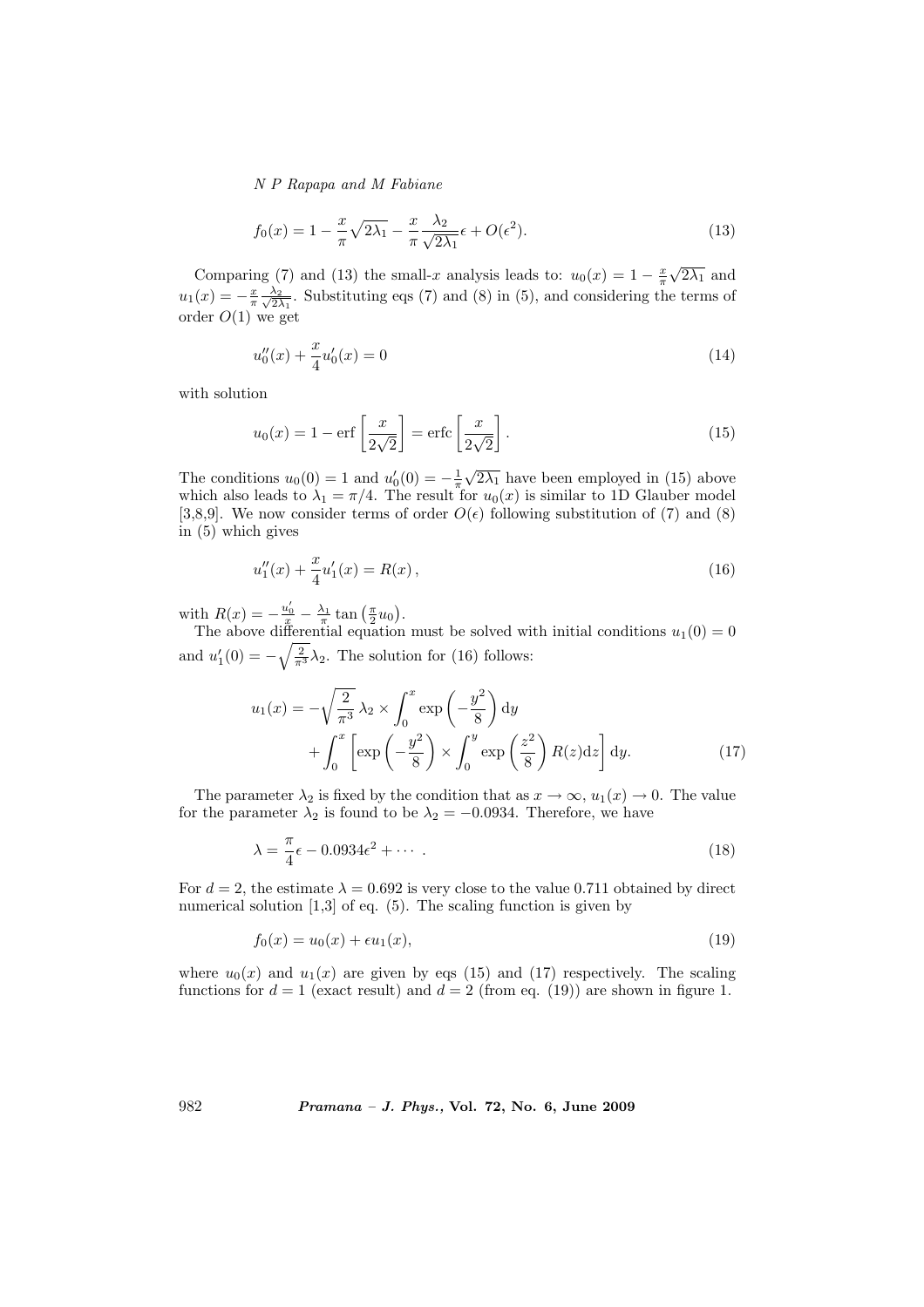$$f_0(x) = 1 - \frac{x}{\pi}\sqrt{2\lambda_1} - \frac{x}{\pi}\frac{\lambda_2}{\sqrt{2\lambda_1}}\epsilon + O(\epsilon^2). \tag{13}$$

Comparing (7) and (13) the small-$x$ analysis leads to: $u_0(x) = 1 - \frac{x}{\pi}\sqrt{2\lambda_1}$ and $u_1(x) = -\frac{x}{\pi}\frac{\lambda_2}{\sqrt{2\lambda_1}}$. Substituting eqs (7) and (8) in (5), and considering the terms of order $O(1)$ we get

$$u_0''(x) + \frac{x}{4}u_0'(x) = 0 \tag{14}$$

with solution

$$u_0(x) = 1 - \operatorname{erf}\left[\frac{x}{2\sqrt{2}}\right] = \operatorname{erfc}\left[\frac{x}{2\sqrt{2}}\right]. \tag{15}$$

The conditions $u_0(0) = 1$ and $u_0'(0) = -\frac{1}{\pi}\sqrt{2\lambda_1}$ have been employed in (15) above which also leads to $\lambda_1 = \pi/4$. The result for $u_0(x)$ is similar to 1D Glauber model [3,8,9]. We now consider terms of order $O(\epsilon)$ following substitution of (7) and (8) in (5) which gives

$$u_1''(x) + \frac{x}{4}u_1'(x) = R(x), \tag{16}$$

with $R(x) = -\frac{u_0'}{x} - \frac{\lambda_1}{\pi}\tan\left(\frac{\pi}{2}u_0\right)$.

The above differential equation must be solved with initial conditions $u_1(0) = 0$ and $u_1'(0) = -\sqrt{\frac{2}{\pi^3}}\lambda_2$. The solution for (16) follows:

$$\begin{aligned} u_1(x) = &-\sqrt{\frac{2}{\pi^3}}\,\lambda_2 \times \int_0^x \exp\left(-\frac{y^2}{8}\right)\mathrm{d}y \\ &+ \int_0^x \left[\exp\left(-\frac{y^2}{8}\right) \times \int_0^y \exp\left(\frac{z^2}{8}\right)R(z)\mathrm{d}z\right]\mathrm{d}y. \end{aligned} \tag{17}$$

The parameter $\lambda_2$ is fixed by the condition that as $x \to \infty$, $u_1(x) \to 0$. The value for the parameter $\lambda_2$ is found to be $\lambda_2 = -0.0934$. Therefore, we have

$$\lambda = \frac{\pi}{4}\epsilon - 0.0934\epsilon^2 + \cdots. \tag{18}$$

For $d = 2$, the estimate $\lambda = 0.692$ is very close to the value 0.711 obtained by direct numerical solution [1,3] of eq. (5). The scaling function is given by

$$f_0(x) = u_0(x) + \epsilon u_1(x), \tag{19}$$

where $u_0(x)$ and $u_1(x)$ are given by eqs (15) and (17) respectively. The scaling functions for $d = 1$ (exact result) and $d = 2$ (from eq. (19)) are shown in figure 1.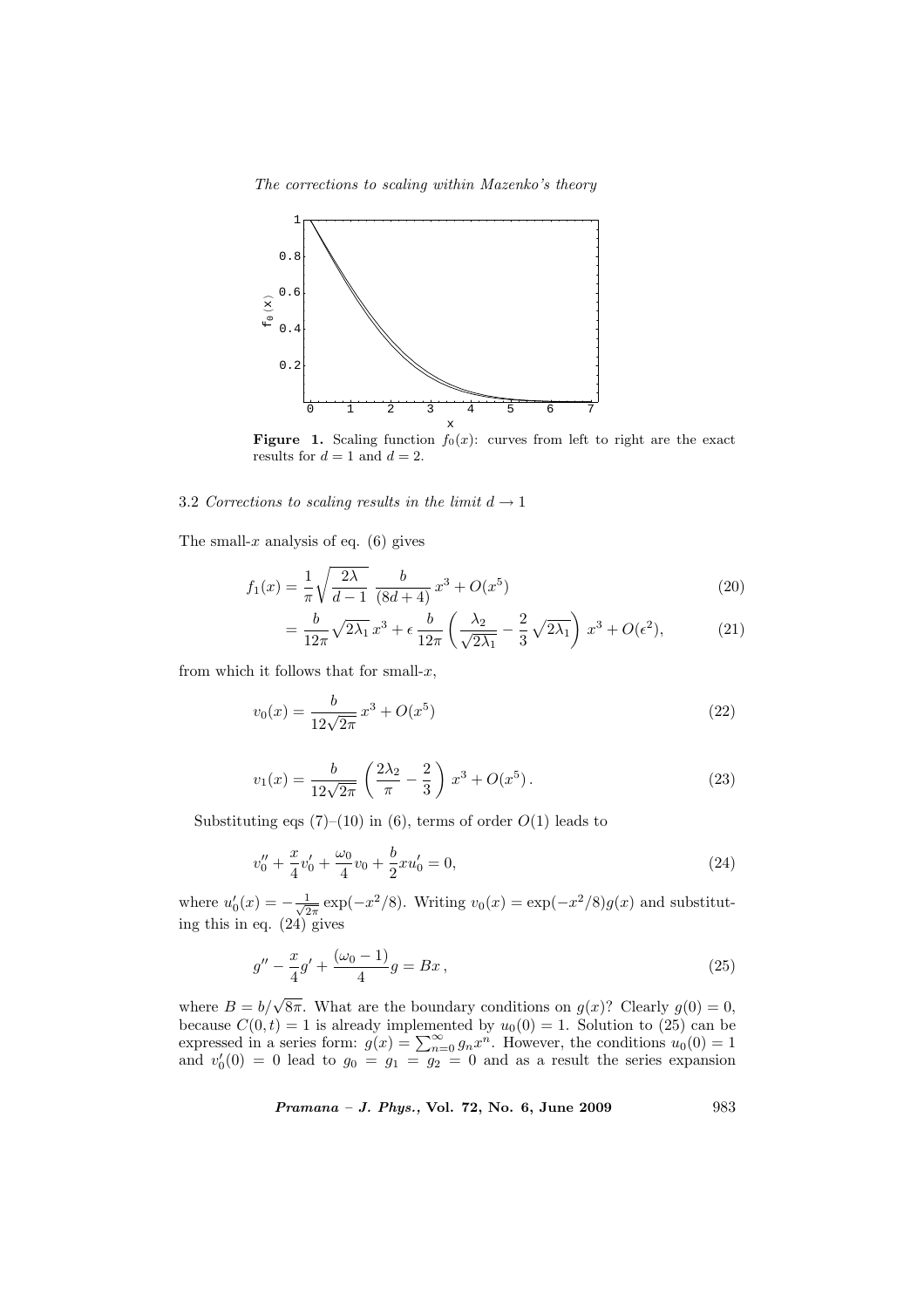**Figure 1.** Scaling function $f_0(x)$: curves from left to right are the exact results for $d = 1$ and $d = 2$.

### 3.2 *Corrections to scaling results in the limit $d \to 1$*

The small-$x$ analysis of eq. (6) gives

$$f_1(x) = \frac{1}{\pi}\sqrt{\frac{2\lambda}{d-1}}\ \frac{b}{(8d+4)}\, x^3 + O(x^5) \tag{20}$$

$$= \frac{b}{12\pi}\sqrt{2\lambda_1}\, x^3 + \epsilon\, \frac{b}{12\pi}\left(\frac{\lambda_2}{\sqrt{2\lambda_1}} - \frac{2}{3}\sqrt{2\lambda_1}\right) x^3 + O(\epsilon^2), \tag{21}$$

from which it follows that for small-$x$,

$$v_0(x) = \frac{b}{12\sqrt{2\pi}}\, x^3 + O(x^5) \tag{22}$$

$$v_1(x) = \frac{b}{12\sqrt{2\pi}}\left(\frac{2\lambda_2}{\pi} - \frac{2}{3}\right) x^3 + O(x^5)\,. \tag{23}$$

Substituting eqs (7)–(10) in (6), terms of order $O(1)$ leads to

$$v_0'' + \frac{x}{4}v_0' + \frac{\omega_0}{4}v_0 + \frac{b}{2}xu_0' = 0, \tag{24}$$

where $u_0'(x) = -\frac{1}{\sqrt{2\pi}}\exp(-x^2/8)$. Writing $v_0(x) = \exp(-x^2/8)g(x)$ and substituting this in eq. (24) gives

$$g'' - \frac{x}{4}g' + \frac{(\omega_0 - 1)}{4}g = Bx\,, \tag{25}$$

where $B = b/\sqrt{8\pi}$. What are the boundary conditions on $g(x)$? Clearly $g(0) = 0$, because $C(0,t) = 1$ is already implemented by $u_0(0) = 1$. Solution to (25) can be expressed in a series form: $g(x) = \sum_{n=0}^{\infty} g_n x^n$. However, the conditions $u_0(0) = 1$ and $v_0'(0) = 0$ lead to $g_0 = g_1 = g_2 = 0$ and as a result the series expansion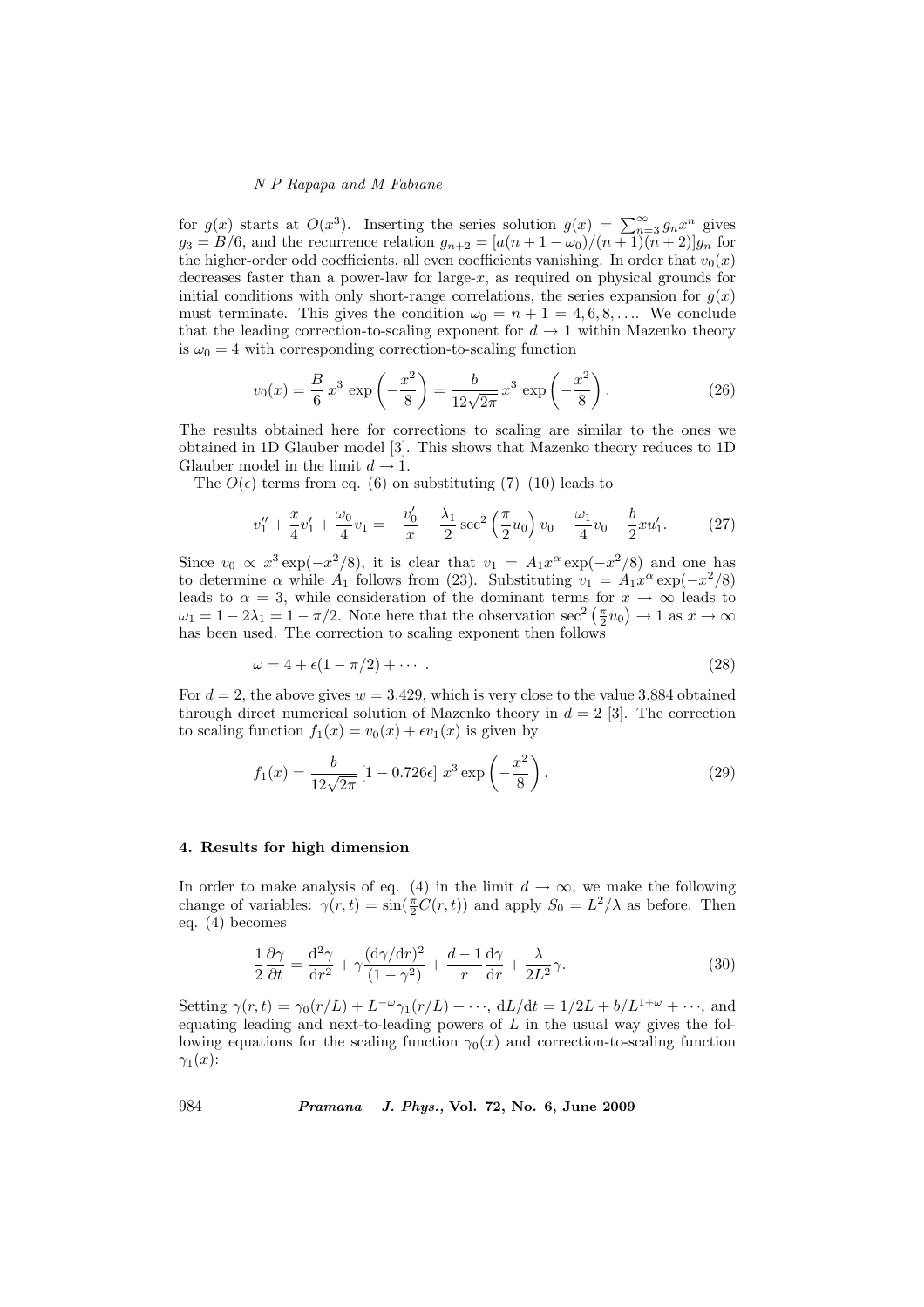for $g(x)$ starts at $O(x^3)$. Inserting the series solution $g(x) = \sum_{n=3}^{\infty} g_n x^n$ gives $g_3 = B/6$, and the recurrence relation $g_{n+2} = [a(n+1-\omega_0)/(n+1)(n+2)]g_n$ for the higher-order odd coefficients, all even coefficients vanishing. In order that $v_0(x)$ decreases faster than a power-law for large-$x$, as required on physical grounds for initial conditions with only short-range correlations, the series expansion for $g(x)$ must terminate. This gives the condition $\omega_0 = n+1 = 4, 6, 8, \ldots$. We conclude that the leading correction-to-scaling exponent for $d \to 1$ within Mazenko theory is $\omega_0 = 4$ with corresponding correction-to-scaling function

$$v_0(x) = \frac{B}{6}\, x^3 \exp\left(-\frac{x^2}{8}\right) = \frac{b}{12\sqrt{2\pi}}\, x^3 \exp\left(-\frac{x^2}{8}\right). \tag{26}$$

The results obtained here for corrections to scaling are similar to the ones we obtained in 1D Glauber model [3]. This shows that Mazenko theory reduces to 1D Glauber model in the limit $d \to 1$.

The $O(\epsilon)$ terms from eq. (6) on substituting (7)–(10) leads to

$$v_1'' + \frac{x}{4}v_1' + \frac{\omega_0}{4}v_1 = -\frac{v_0'}{x} - \frac{\lambda_1}{2}\sec^2\left(\frac{\pi}{2}u_0\right)v_0 - \frac{\omega_1}{4}v_0 - \frac{b}{2}xu_1'. \tag{27}$$

Since $v_0 \propto x^3 \exp(-x^2/8)$, it is clear that $v_1 = A_1 x^\alpha \exp(-x^2/8)$ and one has to determine $\alpha$ while $A_1$ follows from (23). Substituting $v_1 = A_1 x^\alpha \exp(-x^2/8)$ leads to $\alpha = 3$, while consideration of the dominant terms for $x \to \infty$ leads to $\omega_1 = 1 - 2\lambda_1 = 1 - \pi/2$. Note here that the observation $\sec^2\left(\frac{\pi}{2}u_0\right) \to 1$ as $x \to \infty$ has been used. The correction to scaling exponent then follows

$$\omega = 4 + \epsilon(1 - \pi/2) + \cdots . \tag{28}$$

For $d = 2$, the above gives $w = 3.429$, which is very close to the value 3.884 obtained through direct numerical solution of Mazenko theory in $d = 2$ [3]. The correction to scaling function $f_1(x) = v_0(x) + \epsilon v_1(x)$ is given by

$$f_1(x) = \frac{b}{12\sqrt{2\pi}}\left[1 - 0.726\epsilon\right]\, x^3 \exp\left(-\frac{x^2}{8}\right). \tag{29}$$

## 4. Results for high dimension

In order to make analysis of eq. (4) in the limit $d \to \infty$, we make the following change of variables: $\gamma(r,t) = \sin(\frac{\pi}{2}C(r,t))$ and apply $S_0 = L^2/\lambda$ as before. Then eq. (4) becomes

$$\frac{1}{2}\frac{\partial \gamma}{\partial t} = \frac{\mathrm{d}^2\gamma}{\mathrm{d}r^2} + \gamma\frac{(\mathrm{d}\gamma/\mathrm{d}r)^2}{(1-\gamma^2)} + \frac{d-1}{r}\frac{\mathrm{d}\gamma}{\mathrm{d}r} + \frac{\lambda}{2L^2}\gamma. \tag{30}$$

Setting $\gamma(r,t) = \gamma_0(r/L) + L^{-\omega}\gamma_1(r/L) + \cdots$, $\mathrm{d}L/\mathrm{d}t = 1/2L + b/L^{1+\omega} + \cdots$, and equating leading and next-to-leading powers of $L$ in the usual way gives the following equations for the scaling function $\gamma_0(x)$ and correction-to-scaling function $\gamma_1(x)$: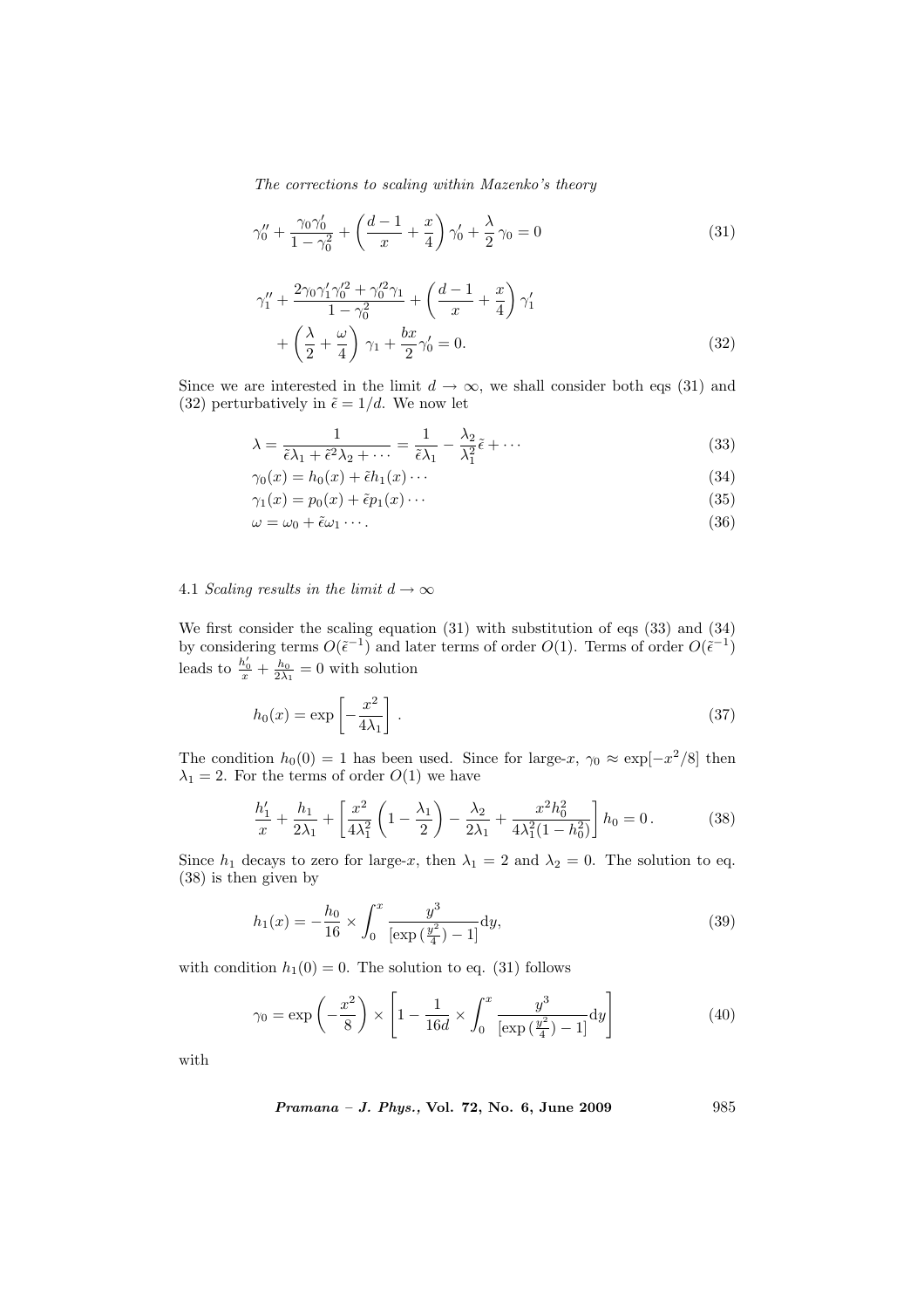$$\gamma_0'' + \frac{\gamma_0 \gamma_0'}{1-\gamma_0^2} + \left(\frac{d-1}{x} + \frac{x}{4}\right)\gamma_0' + \frac{\lambda}{2}\gamma_0 = 0 \tag{31}$$

$$\gamma_1'' + \frac{2\gamma_0\gamma_1'\gamma_0'^2 + \gamma_0'^2\gamma_1}{1-\gamma_0^2} + \left(\frac{d-1}{x} + \frac{x}{4}\right)\gamma_1' + \left(\frac{\lambda}{2} + \frac{\omega}{4}\right)\gamma_1 + \frac{bx}{2}\gamma_0' = 0. \tag{32}$$

Since we are interested in the limit $d \to \infty$, we shall consider both eqs (31) and (32) perturbatively in $\tilde{\epsilon} = 1/d$. We now let

$$\lambda = \frac{1}{\tilde{\epsilon}\lambda_1 + \tilde{\epsilon}^2\lambda_2 + \cdots} = \frac{1}{\tilde{\epsilon}\lambda_1} - \frac{\lambda_2}{\lambda_1^2}\tilde{\epsilon} + \cdots \tag{33}$$

$$\gamma_0(x) = h_0(x) + \tilde{\epsilon}h_1(x)\cdots \tag{34}$$

$$\gamma_1(x) = p_0(x) + \tilde{\epsilon}p_1(x)\cdots \tag{35}$$

$$\omega = \omega_0 + \tilde{\epsilon}\omega_1\cdots. \tag{36}$$

### 4.1 *Scaling results in the limit $d \to \infty$*

We first consider the scaling equation (31) with substitution of eqs (33) and (34) by considering terms $O(\tilde{\epsilon}^{-1})$ and later terms of order $O(1)$. Terms of order $O(\tilde{\epsilon}^{-1})$ leads to $\frac{h_0'}{x} + \frac{h_0}{2\lambda_1} = 0$ with solution

$$h_0(x) = \exp\left[-\frac{x^2}{4\lambda_1}\right]. \tag{37}$$

The condition $h_0(0) = 1$ has been used. Since for large-$x$, $\gamma_0 \approx \exp[-x^2/8]$ then $\lambda_1 = 2$. For the terms of order $O(1)$ we have

$$\frac{h_1'}{x} + \frac{h_1}{2\lambda_1} + \left[\frac{x^2}{4\lambda_1^2}\left(1 - \frac{\lambda_1}{2}\right) - \frac{\lambda_2}{2\lambda_1} + \frac{x^2h_0^2}{4\lambda_1^2(1-h_0^2)}\right]h_0 = 0\,. \tag{38}$$

Since $h_1$ decays to zero for large-$x$, then $\lambda_1 = 2$ and $\lambda_2 = 0$. The solution to eq. (38) is then given by

$$h_1(x) = -\frac{h_0}{16} \times \int_0^x \frac{y^3}{[\exp\left(\frac{y^2}{4}\right) - 1]}\mathrm{d}y, \tag{39}$$

with condition $h_1(0) = 0$. The solution to eq. (31) follows

$$\gamma_0 = \exp\left(-\frac{x^2}{8}\right) \times \left[1 - \frac{1}{16d} \times \int_0^x \frac{y^3}{[\exp\left(\frac{y^2}{4}\right) - 1]}\mathrm{d}y\right] \tag{40}$$

with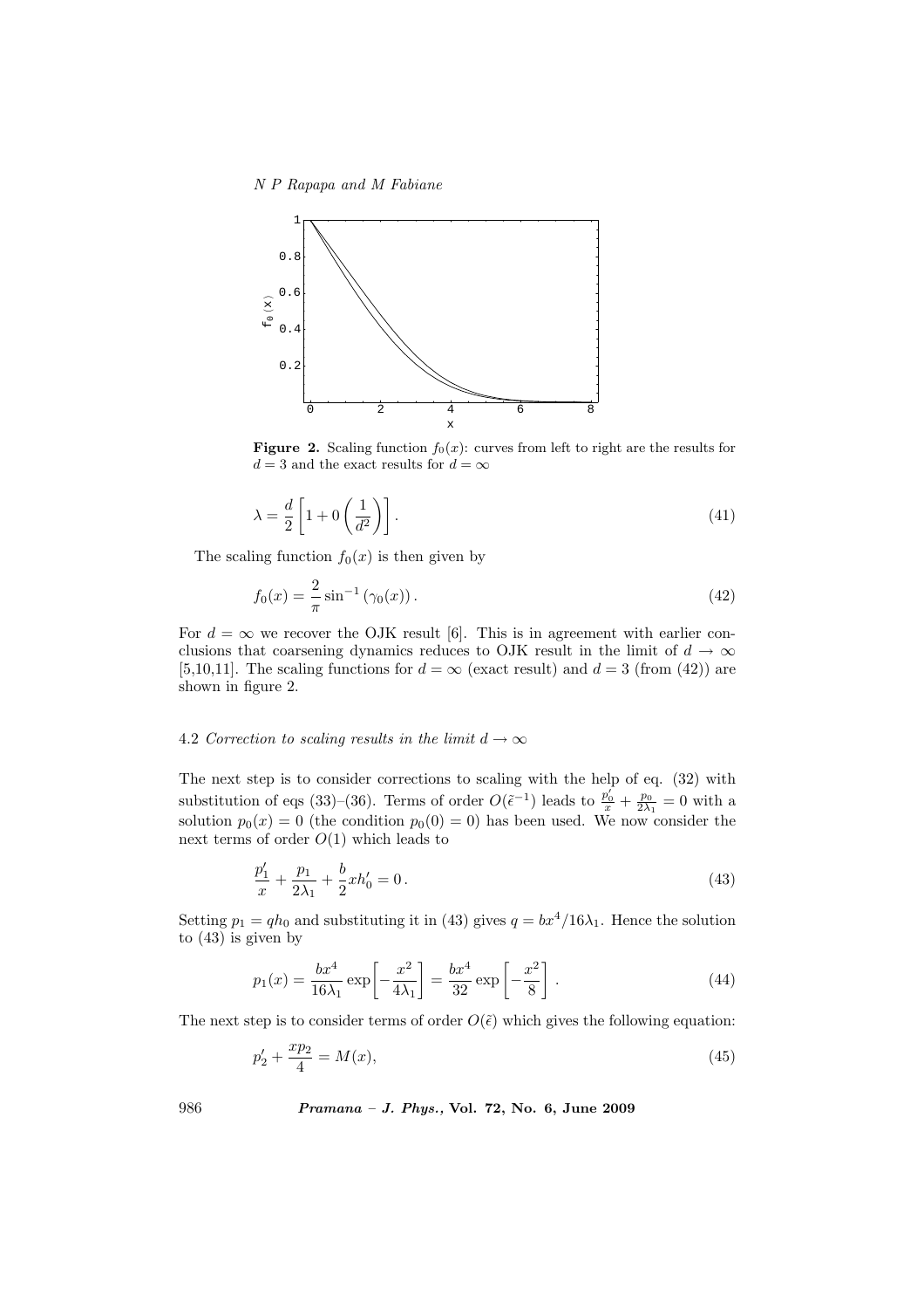**Figure 2.** Scaling function $f_0(x)$: curves from left to right are the results for $d = 3$ and the exact results for $d = \infty$

$$\lambda = \frac{d}{2}\left[1 + 0\left(\frac{1}{d^2}\right)\right]. \tag{41}$$

The scaling function $f_0(x)$ is then given by

$$f_0(x) = \frac{2}{\pi}\sin^{-1}\left(\gamma_0(x)\right). \tag{42}$$

For $d = \infty$ we recover the OJK result [6]. This is in agreement with earlier conclusions that coarsening dynamics reduces to OJK result in the limit of $d \to \infty$ [5,10,11]. The scaling functions for $d = \infty$ (exact result) and $d = 3$ (from (42)) are shown in figure 2.

### 4.2 *Correction to scaling results in the limit $d \to \infty$*

The next step is to consider corrections to scaling with the help of eq. (32) with substitution of eqs (33)–(36). Terms of order $O(\tilde{\epsilon}^{-1})$ leads to $\frac{p_0'}{x} + \frac{p_0}{2\lambda_1} = 0$ with a solution $p_0(x) = 0$ (the condition $p_0(0) = 0$) has been used. We now consider the next terms of order $O(1)$ which leads to

$$\frac{p_1'}{x} + \frac{p_1}{2\lambda_1} + \frac{b}{2}xh_0' = 0\,. \tag{43}$$

Setting $p_1 = qh_0$ and substituting it in (43) gives $q = bx^4/16\lambda_1$. Hence the solution to (43) is given by

$$p_1(x) = \frac{bx^4}{16\lambda_1}\exp\left[-\frac{x^2}{4\lambda_1}\right] = \frac{bx^4}{32}\exp\left[-\frac{x^2}{8}\right]. \tag{44}$$

The next step is to consider terms of order $O(\tilde{\epsilon})$ which gives the following equation:

$$p_2' + \frac{xp_2}{4} = M(x), \tag{45}$$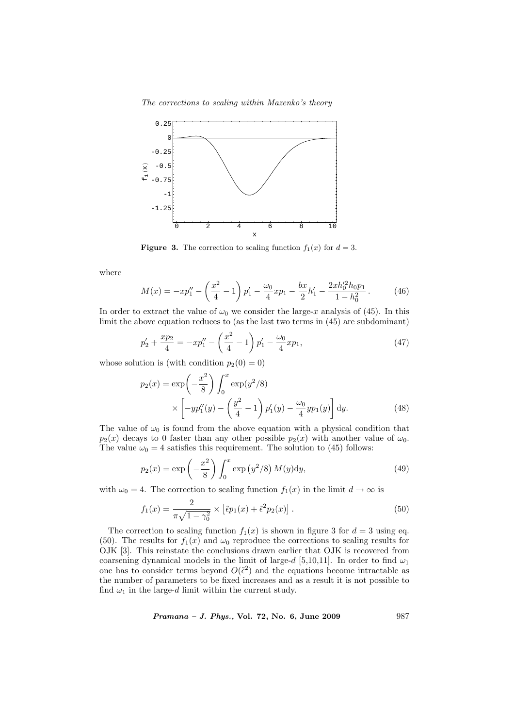**Figure 3.** The correction to scaling function $f_1(x)$ for $d = 3$.

where

$$M(x) = -xp_1'' - \left(\frac{x^2}{4} - 1\right)p_1' - \frac{\omega_0}{4}xp_1 - \frac{bx}{2}h_1' - \frac{2xh_0'^2 h_0 p_1}{1 - h_0^2}. \tag{46}$$

In order to extract the value of $\omega_0$ we consider the large-$x$ analysis of (45). In this limit the above equation reduces to (as the last two terms in (45) are subdominant)

$$p_2' + \frac{xp_2}{4} = -xp_1'' - \left(\frac{x^2}{4} - 1\right)p_1' - \frac{\omega_0}{4}xp_1, \tag{47}$$

whose solution is (with condition $p_2(0) = 0$)

$$p_2(x) = \exp\left(-\frac{x^2}{8}\right)\int_0^x \exp(y^2/8) \times \left[-yp_1''(y) - \left(\frac{y^2}{4} - 1\right)p_1'(y) - \frac{\omega_0}{4}yp_1(y)\right] \mathrm{d}y. \tag{48}$$

The value of $\omega_0$ is found from the above equation with a physical condition that $p_2(x)$ decays to 0 faster than any other possible $p_2(x)$ with another value of $\omega_0$. The value $\omega_0 = 4$ satisfies this requirement. The solution to (45) follows:

$$p_2(x) = \exp\left(-\frac{x^2}{8}\right)\int_0^x \exp\left(y^2/8\right) M(y)\mathrm{d}y, \tag{49}$$

with $\omega_0 = 4$. The correction to scaling function $f_1(x)$ in the limit $d \to \infty$ is

$$f_1(x) = \frac{2}{\pi\sqrt{1 - \gamma_0^2}} \times \left[\tilde{\epsilon}p_1(x) + \tilde{\epsilon}^2 p_2(x)\right]. \tag{50}$$

The correction to scaling function $f_1(x)$ is shown in figure 3 for $d = 3$ using eq. (50). The results for $f_1(x)$ and $\omega_0$ reproduce the corrections to scaling results for OJK [3]. This reinstate the conclusions drawn earlier that OJK is recovered from coarsening dynamical models in the limit of large-$d$ [5,10,11]. In order to find $\omega_1$ one has to consider terms beyond $O(\tilde{\epsilon}^2)$ and the equations become intractable as the number of parameters to be fixed increases and as a result it is not possible to find $\omega_1$ in the large-$d$ limit within the current study.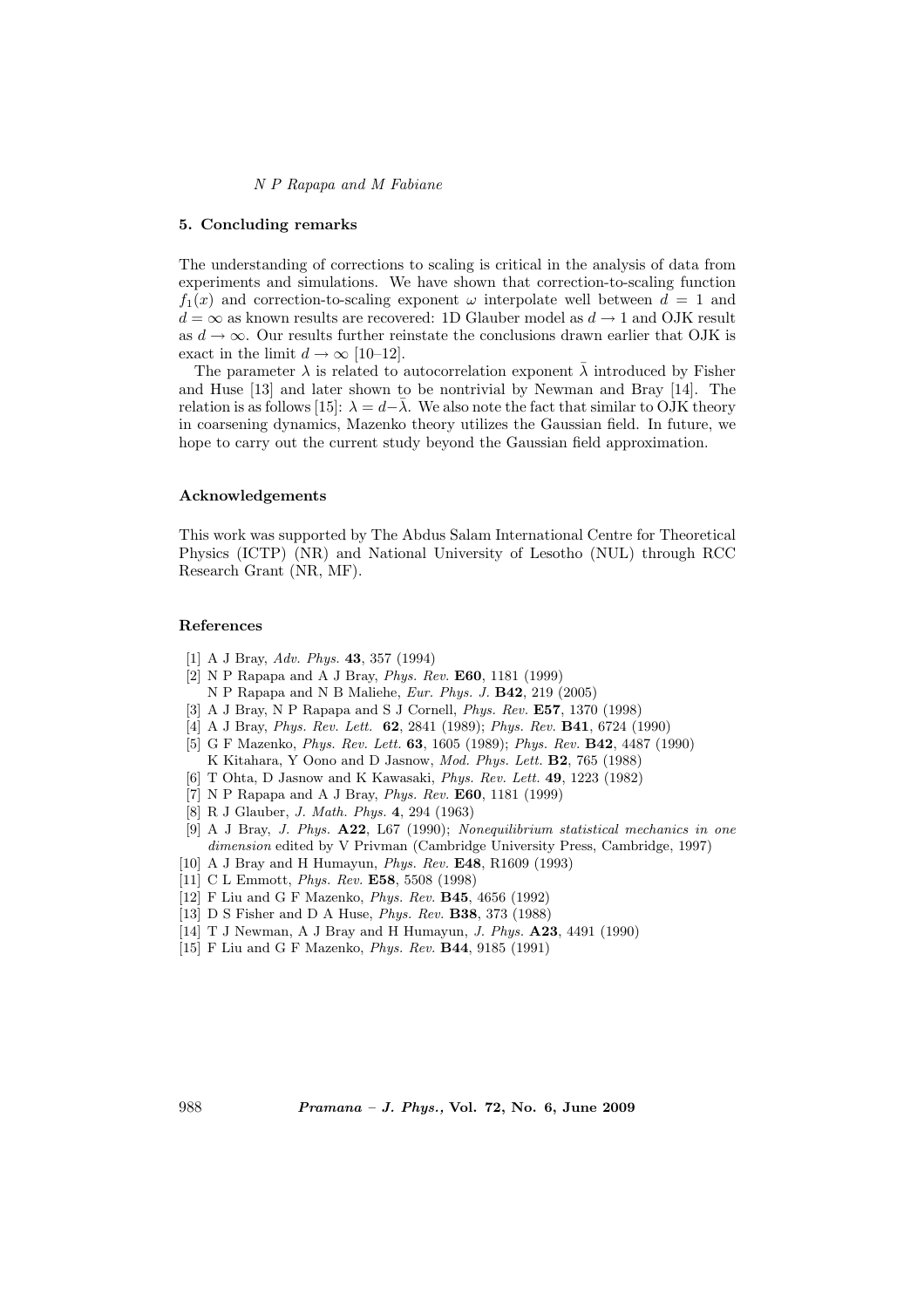### 5. Concluding remarks

The understanding of corrections to scaling is critical in the analysis of data from experiments and simulations. We have shown that correction-to-scaling function $f_1(x)$ and correction-to-scaling exponent $\omega$ interpolate well between $d = 1$ and $d = \infty$ as known results are recovered: 1D Glauber model as $d \to 1$ and OJK result as $d \to \infty$. Our results further reinstate the conclusions drawn earlier that OJK is exact in the limit $d \to \infty$ [10–12].

The parameter $\lambda$ is related to autocorrelation exponent $\bar{\lambda}$ introduced by Fisher and Huse [13] and later shown to be nontrivial by Newman and Bray [14]. The relation is as follows [15]: $\lambda = d - \bar{\lambda}$. We also note the fact that similar to OJK theory in coarsening dynamics, Mazenko theory utilizes the Gaussian field. In future, we hope to carry out the current study beyond the Gaussian field approximation.

### Acknowledgements

This work was supported by The Abdus Salam International Centre for Theoretical Physics (ICTP) (NR) and National University of Lesotho (NUL) through RCC Research Grant (NR, MF).

### References

[1] A J Bray, *Adv. Phys.* **43**, 357 (1994)
[2] N P Rapapa and A J Bray, *Phys. Rev.* **E60**, 1181 (1999)
N P Rapapa and N B Maliehe, *Eur. Phys. J.* **B42**, 219 (2005)
[3] A J Bray, N P Rapapa and S J Cornell, *Phys. Rev.* **E57**, 1370 (1998)
[4] A J Bray, *Phys. Rev. Lett.* **62**, 2841 (1989); *Phys. Rev.* **B41**, 6724 (1990)
[5] G F Mazenko, *Phys. Rev. Lett.* **63**, 1605 (1989); *Phys. Rev.* **B42**, 4487 (1990)
K Kitahara, Y Oono and D Jasnow, *Mod. Phys. Lett.* **B2**, 765 (1988)
[6] T Ohta, D Jasnow and K Kawasaki, *Phys. Rev. Lett.* **49**, 1223 (1982)
[7] N P Rapapa and A J Bray, *Phys. Rev.* **E60**, 1181 (1999)
[8] R J Glauber, *J. Math. Phys.* **4**, 294 (1963)
[9] A J Bray, *J. Phys.* **A22**, L67 (1990); *Nonequilibrium statistical mechanics in one dimension* edited by V Privman (Cambridge University Press, Cambridge, 1997)
[10] A J Bray and H Humayun, *Phys. Rev.* **E48**, R1609 (1993)
[11] C L Emmott, *Phys. Rev.* **E58**, 5508 (1998)
[12] F Liu and G F Mazenko, *Phys. Rev.* **B45**, 4656 (1992)
[13] D S Fisher and D A Huse, *Phys. Rev.* **B38**, 373 (1988)
[14] T J Newman, A J Bray and H Humayun, *J. Phys.* **A23**, 4491 (1990)
[15] F Liu and G F Mazenko, *Phys. Rev.* **B44**, 9185 (1991)